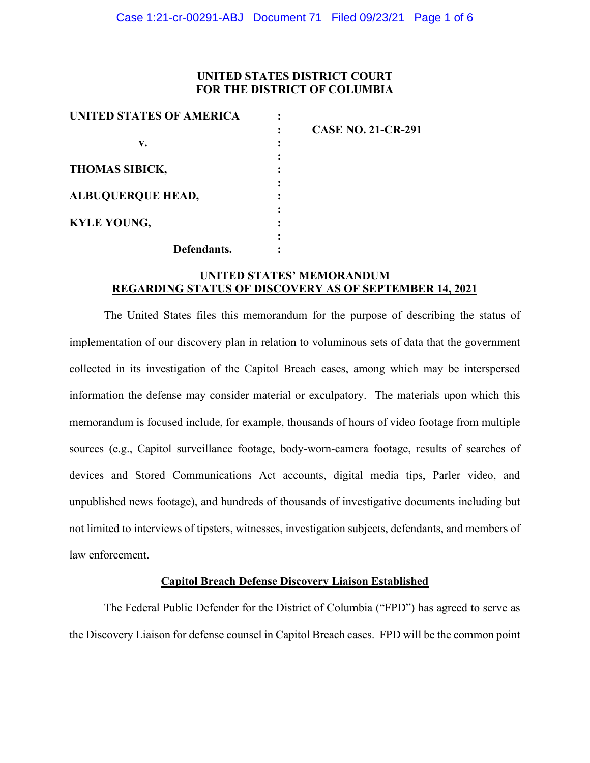**UNITED STATES DISTRICT COURT**
**FOR THE DISTRICT OF COLUMBIA**

| | | |
|---|---|---|
| **UNITED STATES OF AMERICA** | : | |
| | : | **CASE NO. 21-CR-291** |
| **v.** | : | |
| | : | |
| **THOMAS SIBICK,** | : | |
| | : | |
| **ALBUQUERQUE HEAD,** | : | |
| | : | |
| **KYLE YOUNG,** | : | |
| | : | |
| **Defendants.** | : | |

## UNITED STATES' MEMORANDUM
## REGARDING STATUS OF DISCOVERY AS OF SEPTEMBER 14, 2021

The United States files this memorandum for the purpose of describing the status of implementation of our discovery plan in relation to voluminous sets of data that the government collected in its investigation of the Capitol Breach cases, among which may be interspersed information the defense may consider material or exculpatory. The materials upon which this memorandum is focused include, for example, thousands of hours of video footage from multiple sources (e.g., Capitol surveillance footage, body-worn-camera footage, results of searches of devices and Stored Communications Act accounts, digital media tips, Parler video, and unpublished news footage), and hundreds of thousands of investigative documents including but not limited to interviews of tipsters, witnesses, investigation subjects, defendants, and members of law enforcement.

### Capitol Breach Defense Discovery Liaison Established

The Federal Public Defender for the District of Columbia ("FPD") has agreed to serve as the Discovery Liaison for defense counsel in Capitol Breach cases. FPD will be the common point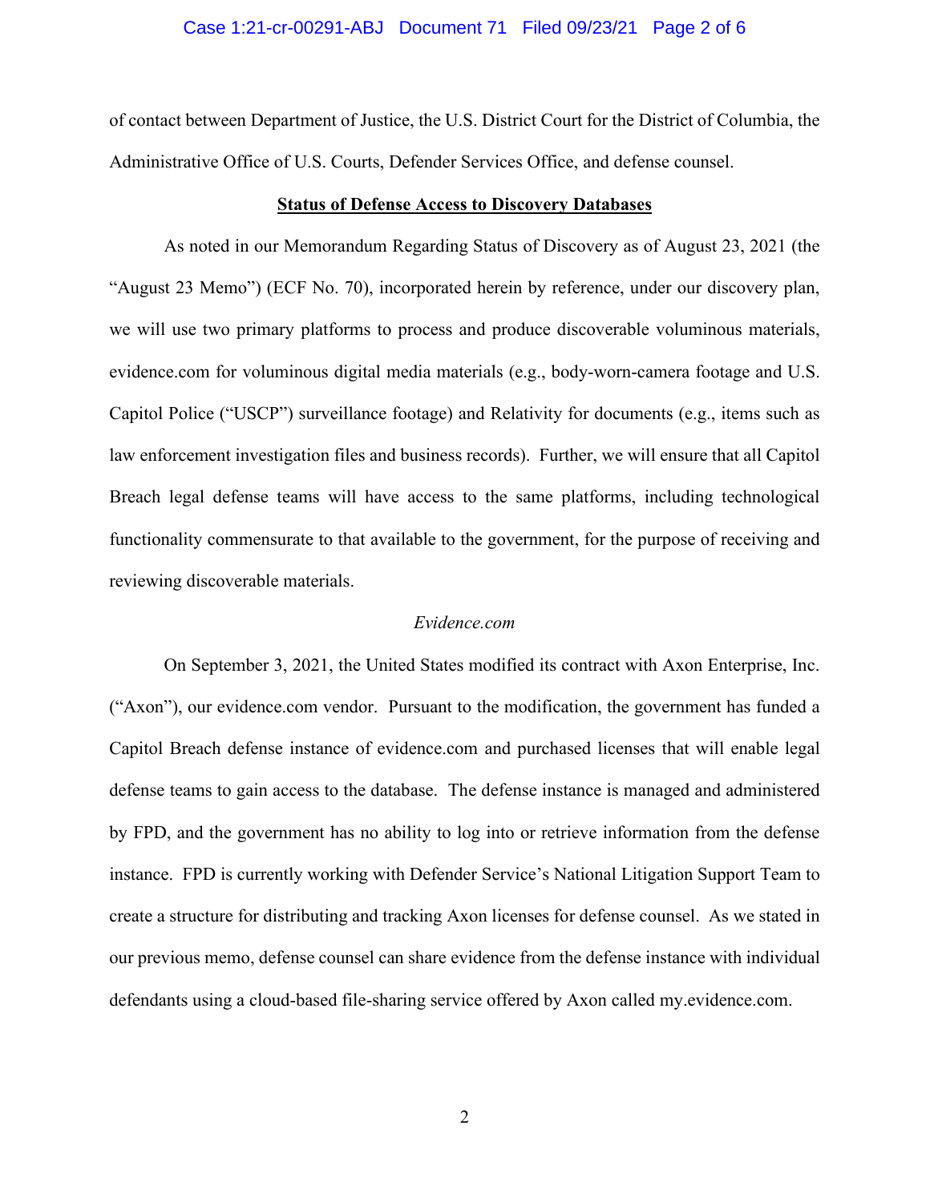of contact between Department of Justice, the U.S. District Court for the District of Columbia, the Administrative Office of U.S. Courts, Defender Services Office, and defense counsel.

## Status of Defense Access to Discovery Databases

As noted in our Memorandum Regarding Status of Discovery as of August 23, 2021 (the "August 23 Memo") (ECF No. 70), incorporated herein by reference, under our discovery plan, we will use two primary platforms to process and produce discoverable voluminous materials, evidence.com for voluminous digital media materials (e.g., body-worn-camera footage and U.S. Capitol Police ("USCP") surveillance footage) and Relativity for documents (e.g., items such as law enforcement investigation files and business records). Further, we will ensure that all Capitol Breach legal defense teams will have access to the same platforms, including technological functionality commensurate to that available to the government, for the purpose of receiving and reviewing discoverable materials.

### *Evidence.com*

On September 3, 2021, the United States modified its contract with Axon Enterprise, Inc. ("Axon"), our evidence.com vendor. Pursuant to the modification, the government has funded a Capitol Breach defense instance of evidence.com and purchased licenses that will enable legal defense teams to gain access to the database. The defense instance is managed and administered by FPD, and the government has no ability to log into or retrieve information from the defense instance. FPD is currently working with Defender Service's National Litigation Support Team to create a structure for distributing and tracking Axon licenses for defense counsel. As we stated in our previous memo, defense counsel can share evidence from the defense instance with individual defendants using a cloud-based file-sharing service offered by Axon called my.evidence.com.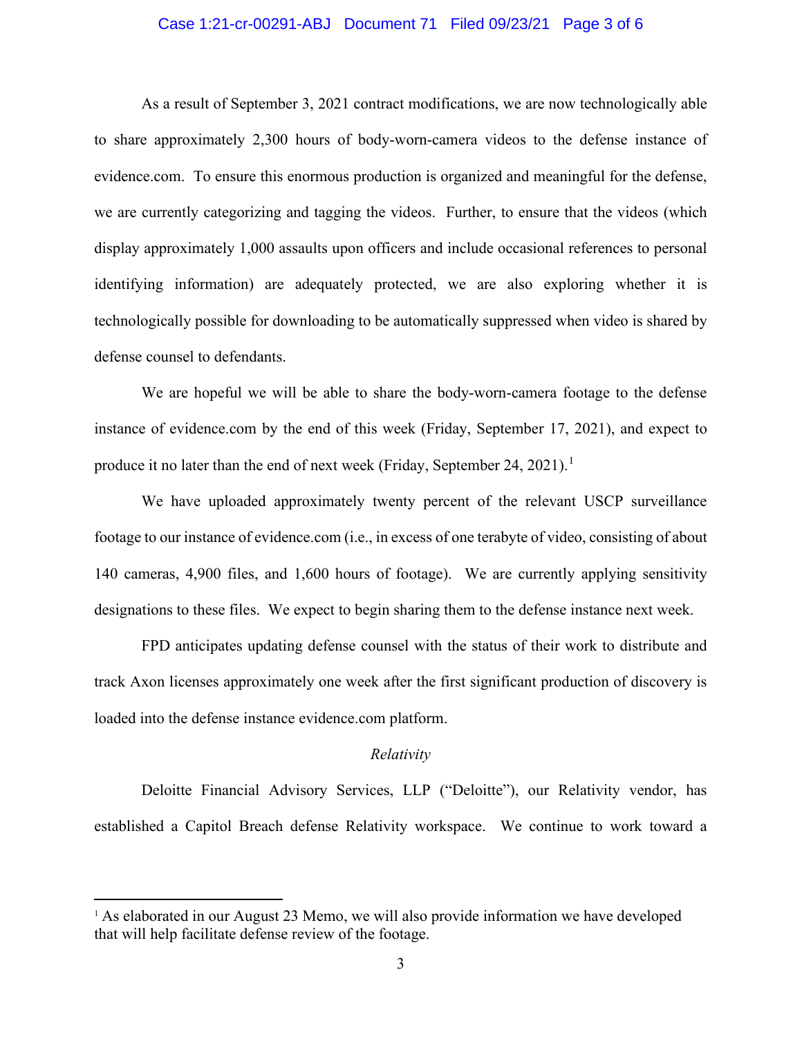As a result of September 3, 2021 contract modifications, we are now technologically able to share approximately 2,300 hours of body-worn-camera videos to the defense instance of evidence.com. To ensure this enormous production is organized and meaningful for the defense, we are currently categorizing and tagging the videos. Further, to ensure that the videos (which display approximately 1,000 assaults upon officers and include occasional references to personal identifying information) are adequately protected, we are also exploring whether it is technologically possible for downloading to be automatically suppressed when video is shared by defense counsel to defendants.

We are hopeful we will be able to share the body-worn-camera footage to the defense instance of evidence.com by the end of this week (Friday, September 17, 2021), and expect to produce it no later than the end of next week (Friday, September 24, 2021).[1]

We have uploaded approximately twenty percent of the relevant USCP surveillance footage to our instance of evidence.com (i.e., in excess of one terabyte of video, consisting of about 140 cameras, 4,900 files, and 1,600 hours of footage). We are currently applying sensitivity designations to these files. We expect to begin sharing them to the defense instance next week.

FPD anticipates updating defense counsel with the status of their work to distribute and track Axon licenses approximately one week after the first significant production of discovery is loaded into the defense instance evidence.com platform.

*Relativity*

Deloitte Financial Advisory Services, LLP ("Deloitte"), our Relativity vendor, has established a Capitol Breach defense Relativity workspace. We continue to work toward a

[1] As elaborated in our August 23 Memo, we will also provide information we have developed that will help facilitate defense review of the footage.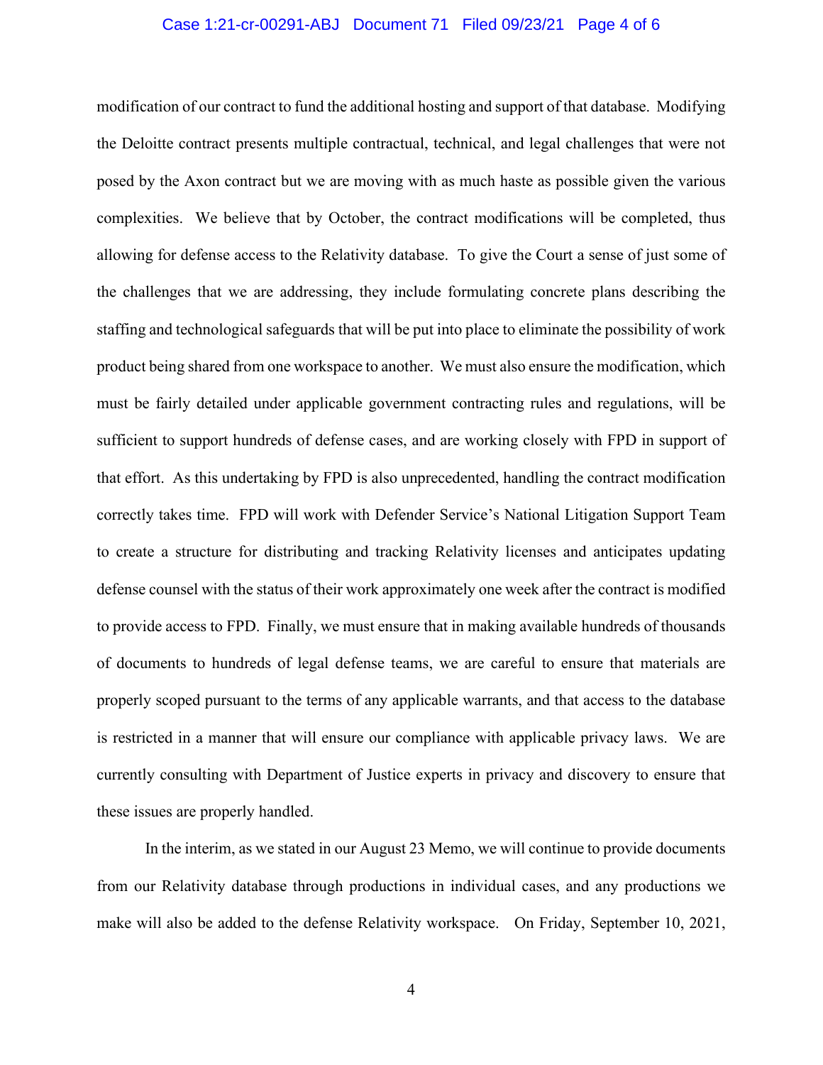modification of our contract to fund the additional hosting and support of that database. Modifying the Deloitte contract presents multiple contractual, technical, and legal challenges that were not posed by the Axon contract but we are moving with as much haste as possible given the various complexities. We believe that by October, the contract modifications will be completed, thus allowing for defense access to the Relativity database. To give the Court a sense of just some of the challenges that we are addressing, they include formulating concrete plans describing the staffing and technological safeguards that will be put into place to eliminate the possibility of work product being shared from one workspace to another. We must also ensure the modification, which must be fairly detailed under applicable government contracting rules and regulations, will be sufficient to support hundreds of defense cases, and are working closely with FPD in support of that effort. As this undertaking by FPD is also unprecedented, handling the contract modification correctly takes time. FPD will work with Defender Service's National Litigation Support Team to create a structure for distributing and tracking Relativity licenses and anticipates updating defense counsel with the status of their work approximately one week after the contract is modified to provide access to FPD. Finally, we must ensure that in making available hundreds of thousands of documents to hundreds of legal defense teams, we are careful to ensure that materials are properly scoped pursuant to the terms of any applicable warrants, and that access to the database is restricted in a manner that will ensure our compliance with applicable privacy laws. We are currently consulting with Department of Justice experts in privacy and discovery to ensure that these issues are properly handled.

In the interim, as we stated in our August 23 Memo, we will continue to provide documents from our Relativity database through productions in individual cases, and any productions we make will also be added to the defense Relativity workspace. On Friday, September 10, 2021,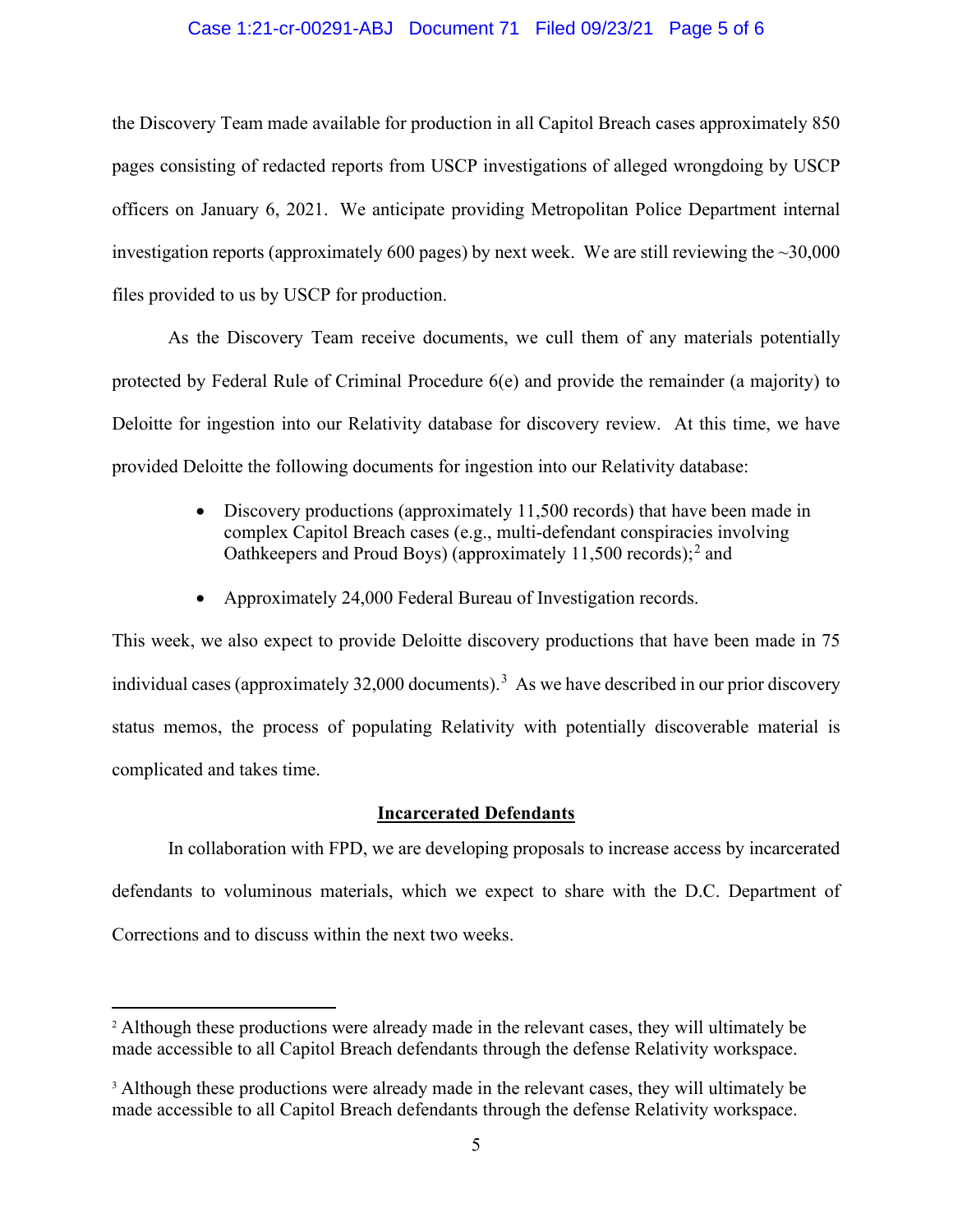the Discovery Team made available for production in all Capitol Breach cases approximately 850 pages consisting of redacted reports from USCP investigations of alleged wrongdoing by USCP officers on January 6, 2021. We anticipate providing Metropolitan Police Department internal investigation reports (approximately 600 pages) by next week. We are still reviewing the ~30,000 files provided to us by USCP for production.

As the Discovery Team receive documents, we cull them of any materials potentially protected by Federal Rule of Criminal Procedure 6(e) and provide the remainder (a majority) to Deloitte for ingestion into our Relativity database for discovery review. At this time, we have provided Deloitte the following documents for ingestion into our Relativity database:

- Discovery productions (approximately 11,500 records) that have been made in complex Capitol Breach cases (e.g., multi-defendant conspiracies involving Oathkeepers and Proud Boys) (approximately 11,500 records);[2] and
- Approximately 24,000 Federal Bureau of Investigation records.

This week, we also expect to provide Deloitte discovery productions that have been made in 75 individual cases (approximately 32,000 documents).[3] As we have described in our prior discovery status memos, the process of populating Relativity with potentially discoverable material is complicated and takes time.

## Incarcerated Defendants

In collaboration with FPD, we are developing proposals to increase access by incarcerated defendants to voluminous materials, which we expect to share with the D.C. Department of Corrections and to discuss within the next two weeks.

---

[2] Although these productions were already made in the relevant cases, they will ultimately be made accessible to all Capitol Breach defendants through the defense Relativity workspace.

[3] Although these productions were already made in the relevant cases, they will ultimately be made accessible to all Capitol Breach defendants through the defense Relativity workspace.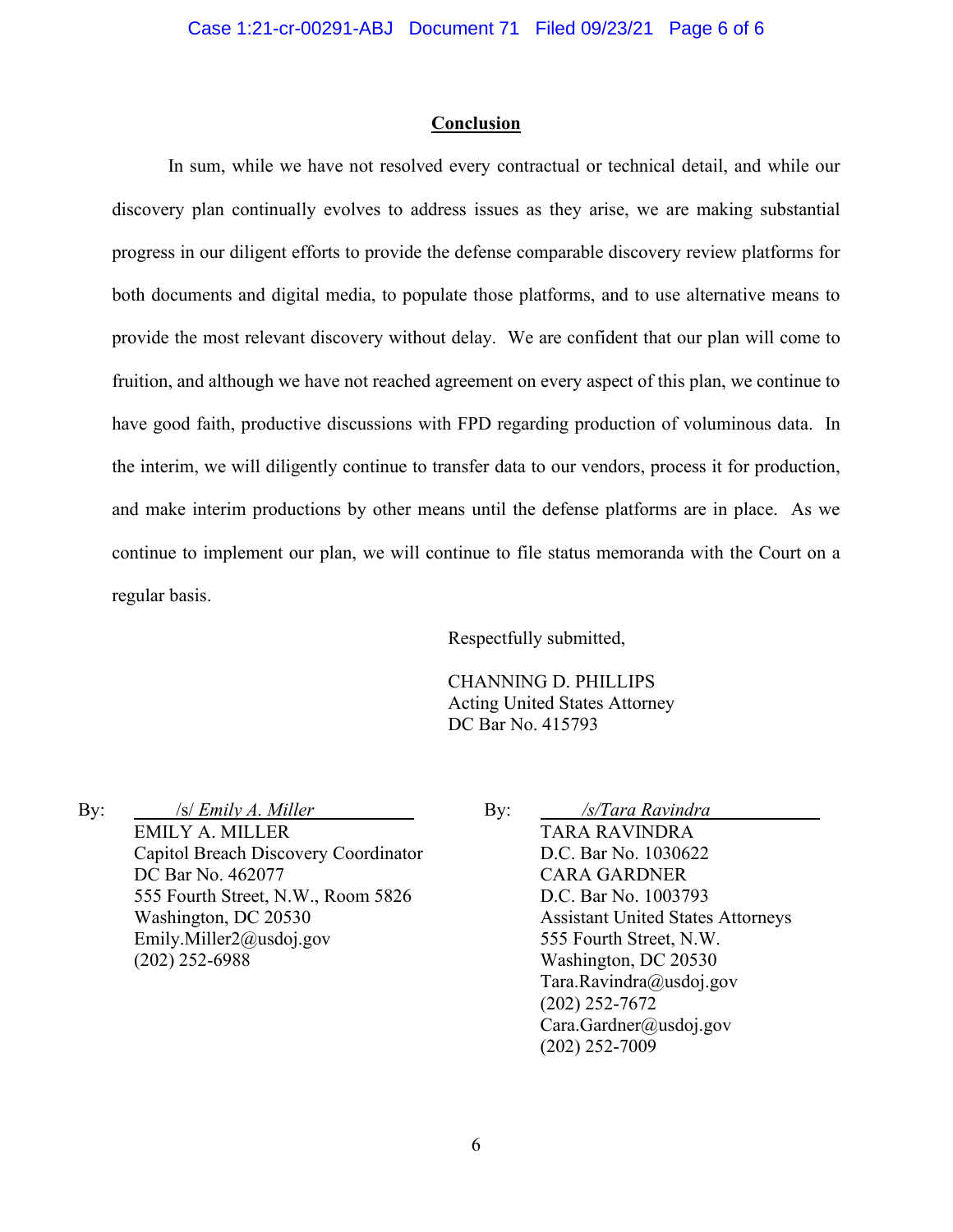## Conclusion

In sum, while we have not resolved every contractual or technical detail, and while our discovery plan continually evolves to address issues as they arise, we are making substantial progress in our diligent efforts to provide the defense comparable discovery review platforms for both documents and digital media, to populate those platforms, and to use alternative means to provide the most relevant discovery without delay. We are confident that our plan will come to fruition, and although we have not reached agreement on every aspect of this plan, we continue to have good faith, productive discussions with FPD regarding production of voluminous data. In the interim, we will diligently continue to transfer data to our vendors, process it for production, and make interim productions by other means until the defense platforms are in place. As we continue to implement our plan, we will continue to file status memoranda with the Court on a regular basis.

Respectfully submitted,

CHANNING D. PHILLIPS
Acting United States Attorney
DC Bar No. 415793

By: /s/ *Emily A. Miller*
EMILY A. MILLER
Capitol Breach Discovery Coordinator
DC Bar No. 462077
555 Fourth Street, N.W., Room 5826
Washington, DC 20530
Emily.Miller2@usdoj.gov
(202) 252-6988

By: */s/Tara Ravindra*
TARA RAVINDRA
D.C. Bar No. 1030622
CARA GARDNER
D.C. Bar No. 1003793
Assistant United States Attorneys
555 Fourth Street, N.W.
Washington, DC 20530
Tara.Ravindra@usdoj.gov
(202) 252-7672
Cara.Gardner@usdoj.gov
(202) 252-7009